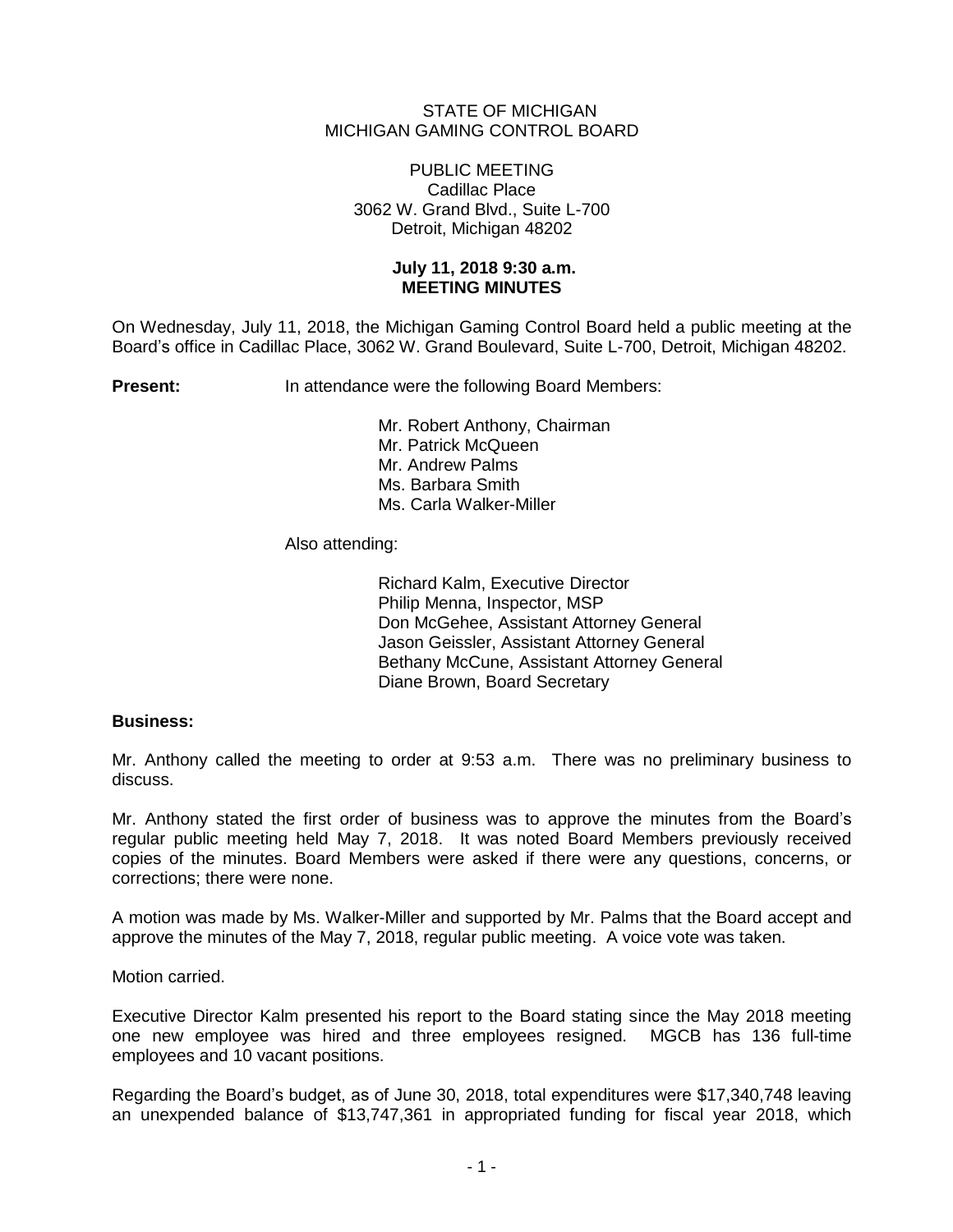STATE OF MICHIGAN
MICHIGAN GAMING CONTROL BOARD

PUBLIC MEETING
Cadillac Place
3062 W. Grand Blvd., Suite L-700
Detroit, Michigan 48202

**July 11, 2018 9:30 a.m.**
**MEETING MINUTES**

On Wednesday, July 11, 2018, the Michigan Gaming Control Board held a public meeting at the Board's office in Cadillac Place, 3062 W. Grand Boulevard, Suite L-700, Detroit, Michigan 48202.

**Present:** In attendance were the following Board Members:

Mr. Robert Anthony, Chairman
Mr. Patrick McQueen
Mr. Andrew Palms
Ms. Barbara Smith
Ms. Carla Walker-Miller

Also attending:

Richard Kalm, Executive Director
Philip Menna, Inspector, MSP
Don McGehee, Assistant Attorney General
Jason Geissler, Assistant Attorney General
Bethany McCune, Assistant Attorney General
Diane Brown, Board Secretary

**Business:**

Mr. Anthony called the meeting to order at 9:53 a.m. There was no preliminary business to discuss.

Mr. Anthony stated the first order of business was to approve the minutes from the Board's regular public meeting held May 7, 2018. It was noted Board Members previously received copies of the minutes. Board Members were asked if there were any questions, concerns, or corrections; there were none.

A motion was made by Ms. Walker-Miller and supported by Mr. Palms that the Board accept and approve the minutes of the May 7, 2018, regular public meeting. A voice vote was taken.

Motion carried.

Executive Director Kalm presented his report to the Board stating since the May 2018 meeting one new employee was hired and three employees resigned. MGCB has 136 full-time employees and 10 vacant positions.

Regarding the Board's budget, as of June 30, 2018, total expenditures were $17,340,748 leaving an unexpended balance of $13,747,361 in appropriated funding for fiscal year 2018, which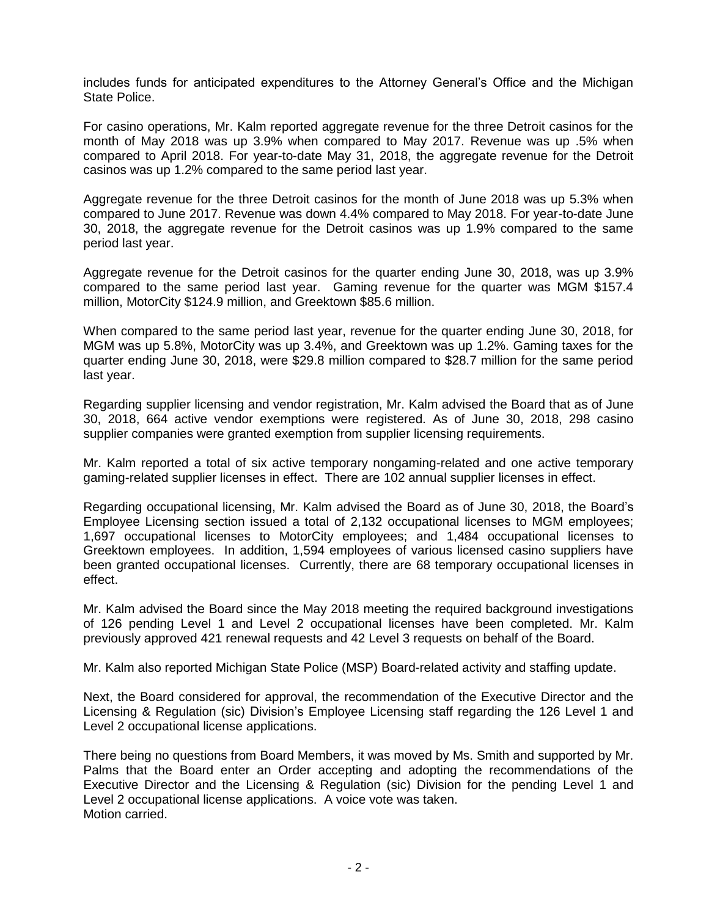includes funds for anticipated expenditures to the Attorney General's Office and the Michigan State Police.

For casino operations, Mr. Kalm reported aggregate revenue for the three Detroit casinos for the month of May 2018 was up 3.9% when compared to May 2017. Revenue was up .5% when compared to April 2018. For year-to-date May 31, 2018, the aggregate revenue for the Detroit casinos was up 1.2% compared to the same period last year.

Aggregate revenue for the three Detroit casinos for the month of June 2018 was up 5.3% when compared to June 2017. Revenue was down 4.4% compared to May 2018. For year-to-date June 30, 2018, the aggregate revenue for the Detroit casinos was up 1.9% compared to the same period last year.

Aggregate revenue for the Detroit casinos for the quarter ending June 30, 2018, was up 3.9% compared to the same period last year. Gaming revenue for the quarter was MGM \$157.4 million, MotorCity \$124.9 million, and Greektown \$85.6 million.

When compared to the same period last year, revenue for the quarter ending June 30, 2018, for MGM was up 5.8%, MotorCity was up 3.4%, and Greektown was up 1.2%. Gaming taxes for the quarter ending June 30, 2018, were \$29.8 million compared to \$28.7 million for the same period last year.

Regarding supplier licensing and vendor registration, Mr. Kalm advised the Board that as of June 30, 2018, 664 active vendor exemptions were registered. As of June 30, 2018, 298 casino supplier companies were granted exemption from supplier licensing requirements.

Mr. Kalm reported a total of six active temporary nongaming-related and one active temporary gaming-related supplier licenses in effect. There are 102 annual supplier licenses in effect.

Regarding occupational licensing, Mr. Kalm advised the Board as of June 30, 2018, the Board's Employee Licensing section issued a total of 2,132 occupational licenses to MGM employees; 1,697 occupational licenses to MotorCity employees; and 1,484 occupational licenses to Greektown employees. In addition, 1,594 employees of various licensed casino suppliers have been granted occupational licenses. Currently, there are 68 temporary occupational licenses in effect.

Mr. Kalm advised the Board since the May 2018 meeting the required background investigations of 126 pending Level 1 and Level 2 occupational licenses have been completed. Mr. Kalm previously approved 421 renewal requests and 42 Level 3 requests on behalf of the Board.

Mr. Kalm also reported Michigan State Police (MSP) Board-related activity and staffing update.

Next, the Board considered for approval, the recommendation of the Executive Director and the Licensing & Regulation (sic) Division's Employee Licensing staff regarding the 126 Level 1 and Level 2 occupational license applications.

There being no questions from Board Members, it was moved by Ms. Smith and supported by Mr. Palms that the Board enter an Order accepting and adopting the recommendations of the Executive Director and the Licensing & Regulation (sic) Division for the pending Level 1 and Level 2 occupational license applications. A voice vote was taken.
Motion carried.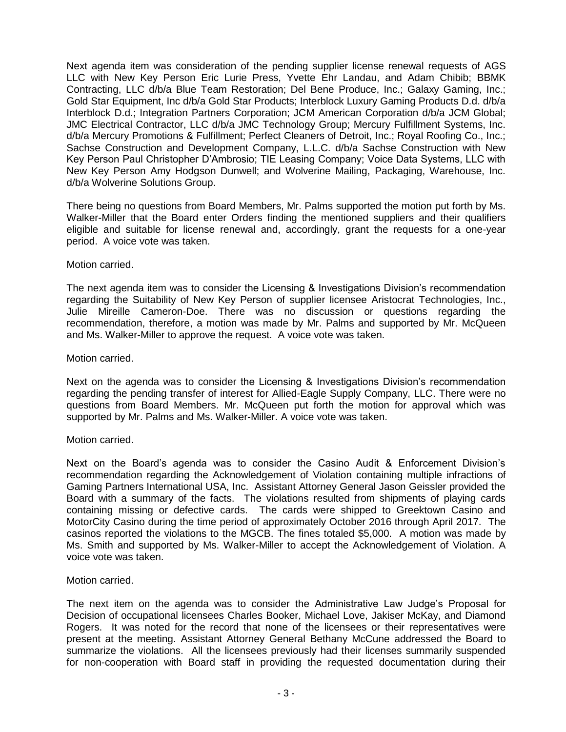Next agenda item was consideration of the pending supplier license renewal requests of AGS LLC with New Key Person Eric Lurie Press, Yvette Ehr Landau, and Adam Chibib; BBMK Contracting, LLC d/b/a Blue Team Restoration; Del Bene Produce, Inc.; Galaxy Gaming, Inc.; Gold Star Equipment, Inc d/b/a Gold Star Products; Interblock Luxury Gaming Products D.d. d/b/a Interblock D.d.; Integration Partners Corporation; JCM American Corporation d/b/a JCM Global; JMC Electrical Contractor, LLC d/b/a JMC Technology Group; Mercury Fulfillment Systems, Inc. d/b/a Mercury Promotions & Fulfillment; Perfect Cleaners of Detroit, Inc.; Royal Roofing Co., Inc.; Sachse Construction and Development Company, L.L.C. d/b/a Sachse Construction with New Key Person Paul Christopher D'Ambrosio; TIE Leasing Company; Voice Data Systems, LLC with New Key Person Amy Hodgson Dunwell; and Wolverine Mailing, Packaging, Warehouse, Inc. d/b/a Wolverine Solutions Group.

There being no questions from Board Members, Mr. Palms supported the motion put forth by Ms. Walker-Miller that the Board enter Orders finding the mentioned suppliers and their qualifiers eligible and suitable for license renewal and, accordingly, grant the requests for a one-year period. A voice vote was taken.

Motion carried.

The next agenda item was to consider the Licensing & Investigations Division's recommendation regarding the Suitability of New Key Person of supplier licensee Aristocrat Technologies, Inc., Julie Mireille Cameron-Doe. There was no discussion or questions regarding the recommendation, therefore, a motion was made by Mr. Palms and supported by Mr. McQueen and Ms. Walker-Miller to approve the request. A voice vote was taken.

Motion carried.

Next on the agenda was to consider the Licensing & Investigations Division's recommendation regarding the pending transfer of interest for Allied-Eagle Supply Company, LLC. There were no questions from Board Members. Mr. McQueen put forth the motion for approval which was supported by Mr. Palms and Ms. Walker-Miller. A voice vote was taken.

Motion carried.

Next on the Board's agenda was to consider the Casino Audit & Enforcement Division's recommendation regarding the Acknowledgement of Violation containing multiple infractions of Gaming Partners International USA, Inc. Assistant Attorney General Jason Geissler provided the Board with a summary of the facts. The violations resulted from shipments of playing cards containing missing or defective cards. The cards were shipped to Greektown Casino and MotorCity Casino during the time period of approximately October 2016 through April 2017. The casinos reported the violations to the MGCB. The fines totaled $5,000. A motion was made by Ms. Smith and supported by Ms. Walker-Miller to accept the Acknowledgement of Violation. A voice vote was taken.

Motion carried.

The next item on the agenda was to consider the Administrative Law Judge's Proposal for Decision of occupational licensees Charles Booker, Michael Love, Jakiser McKay, and Diamond Rogers. It was noted for the record that none of the licensees or their representatives were present at the meeting. Assistant Attorney General Bethany McCune addressed the Board to summarize the violations. All the licensees previously had their licenses summarily suspended for non-cooperation with Board staff in providing the requested documentation during their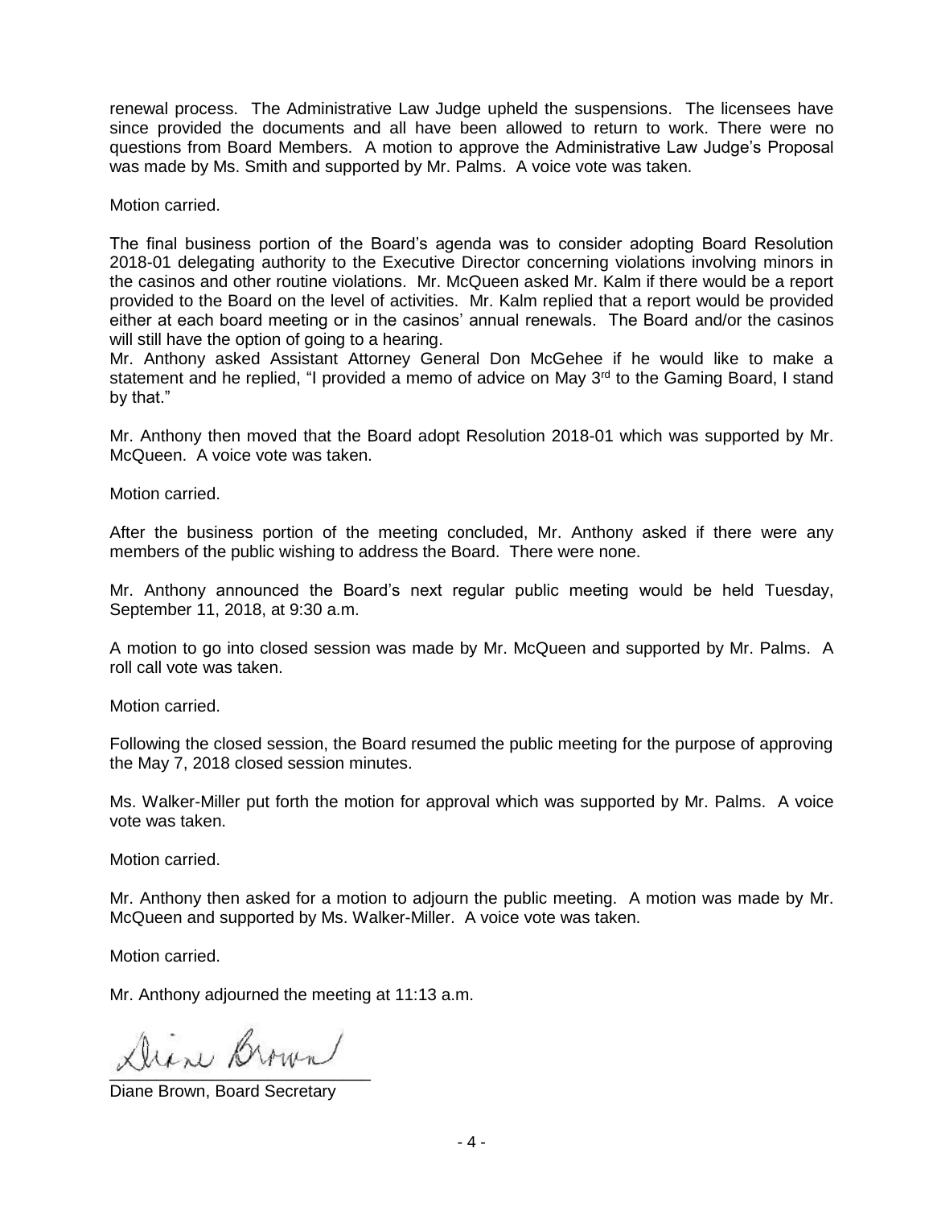renewal process. The Administrative Law Judge upheld the suspensions. The licensees have since provided the documents and all have been allowed to return to work. There were no questions from Board Members. A motion to approve the Administrative Law Judge's Proposal was made by Ms. Smith and supported by Mr. Palms. A voice vote was taken.

Motion carried.

The final business portion of the Board's agenda was to consider adopting Board Resolution 2018-01 delegating authority to the Executive Director concerning violations involving minors in the casinos and other routine violations. Mr. McQueen asked Mr. Kalm if there would be a report provided to the Board on the level of activities. Mr. Kalm replied that a report would be provided either at each board meeting or in the casinos' annual renewals. The Board and/or the casinos will still have the option of going to a hearing.
Mr. Anthony asked Assistant Attorney General Don McGehee if he would like to make a statement and he replied, "I provided a memo of advice on May 3rd to the Gaming Board, I stand by that."

Mr. Anthony then moved that the Board adopt Resolution 2018-01 which was supported by Mr. McQueen. A voice vote was taken.

Motion carried.

After the business portion of the meeting concluded, Mr. Anthony asked if there were any members of the public wishing to address the Board. There were none.

Mr. Anthony announced the Board's next regular public meeting would be held Tuesday, September 11, 2018, at 9:30 a.m.

A motion to go into closed session was made by Mr. McQueen and supported by Mr. Palms. A roll call vote was taken.

Motion carried.

Following the closed session, the Board resumed the public meeting for the purpose of approving the May 7, 2018 closed session minutes.

Ms. Walker-Miller put forth the motion for approval which was supported by Mr. Palms. A voice vote was taken.

Motion carried.

Mr. Anthony then asked for a motion to adjourn the public meeting. A motion was made by Mr. McQueen and supported by Ms. Walker-Miller. A voice vote was taken.

Motion carried.

Mr. Anthony adjourned the meeting at 11:13 a.m.

Diane Brown

Diane Brown, Board Secretary